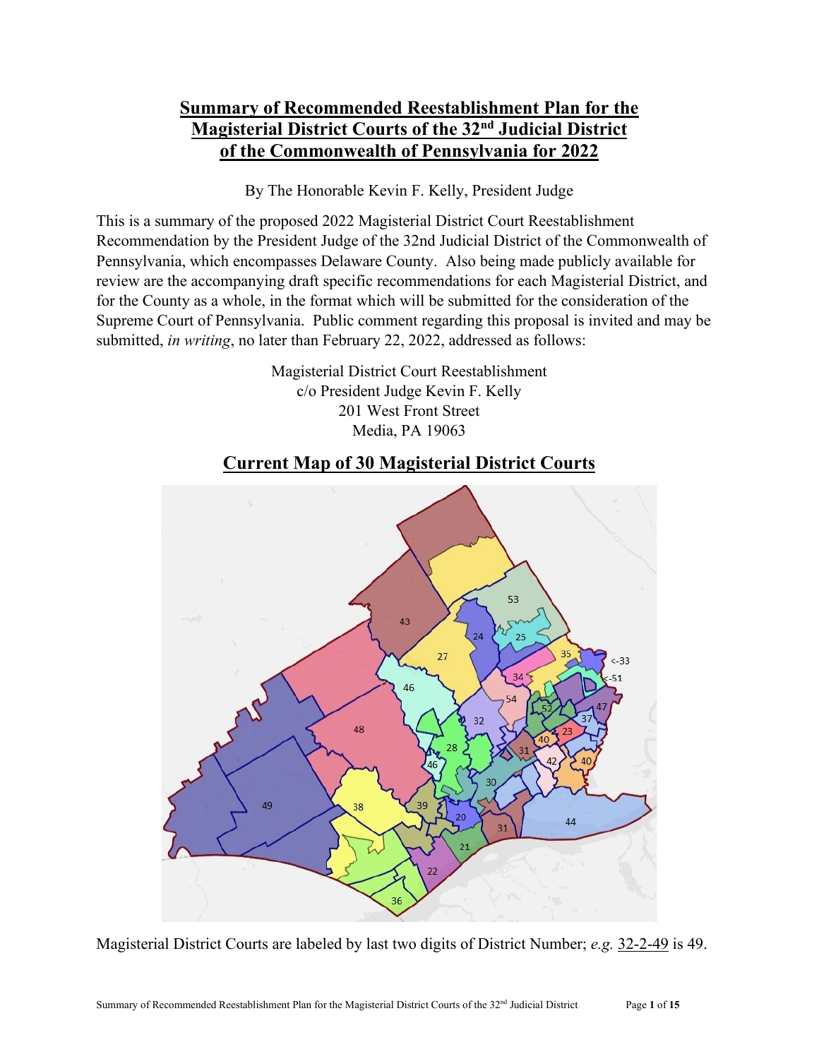# Summary of Recommended Reestablishment Plan for the Magisterial District Courts of the 32nd Judicial District of the Commonwealth of Pennsylvania for 2022

By The Honorable Kevin F. Kelly, President Judge

This is a summary of the proposed 2022 Magisterial District Court Reestablishment Recommendation by the President Judge of the 32nd Judicial District of the Commonwealth of Pennsylvania, which encompasses Delaware County. Also being made publicly available for review are the accompanying draft specific recommendations for each Magisterial District, and for the County as a whole, in the format which will be submitted for the consideration of the Supreme Court of Pennsylvania. Public comment regarding this proposal is invited and may be submitted, *in writing*, no later than February 22, 2022, addressed as follows:

Magisterial District Court Reestablishment
c/o President Judge Kevin F. Kelly
201 West Front Street
Media, PA 19063

## Current Map of 30 Magisterial District Courts

Magisterial District Courts are labeled by last two digits of District Number; *e.g.* 32-2-49 is 49.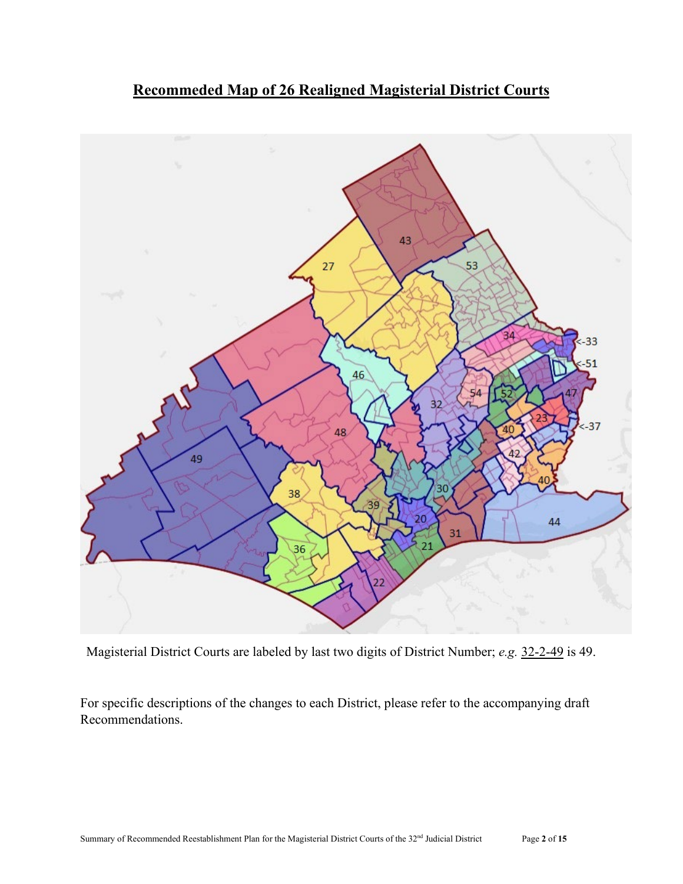# Recommeded Map of 26 Realigned Magisterial District Courts

Magisterial District Courts are labeled by last two digits of District Number; *e.g.* 32-2-49 is 49.

For specific descriptions of the changes to each District, please refer to the accompanying draft Recommendations.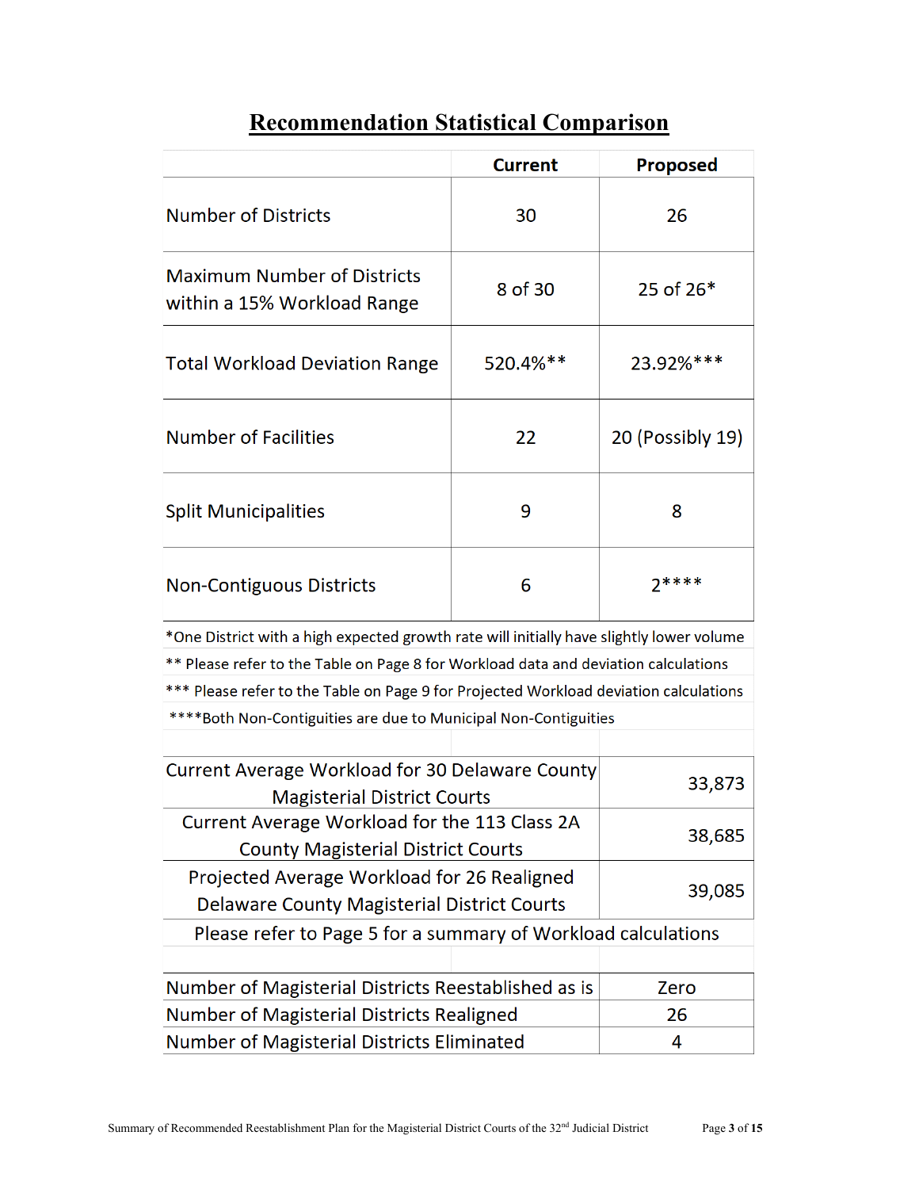## Recommendation Statistical Comparison

| | Current | Proposed |
|---|---|---|
| Number of Districts | 30 | 26 |
| Maximum Number of Districts within a 15% Workload Range | 8 of 30 | 25 of 26* |
| Total Workload Deviation Range | 520.4%** | 23.92%*** |
| Number of Facilities | 22 | 20 (Possibly 19) |
| Split Municipalities | 9 | 8 |
| Non-Contiguous Districts | 6 | 2**** |

*One District with a high expected growth rate will initially have slightly lower volume

** Please refer to the Table on Page 8 for Workload data and deviation calculations

*** Please refer to the Table on Page 9 for Projected Workload deviation calculations

****Both Non-Contiguities are due to Municipal Non-Contiguities

| | |
|---|---|
| Current Average Workload for 30 Delaware County Magisterial District Courts | 33,873 |
| Current Average Workload for the 113 Class 2A County Magisterial District Courts | 38,685 |
| Projected Average Workload for 26 Realigned Delaware County Magisterial District Courts | 39,085 |

Please refer to Page 5 for a summary of Workload calculations

| | |
|---|---|
| Number of Magisterial Districts Reestablished as is | Zero |
| Number of Magisterial Districts Realigned | 26 |
| Number of Magisterial Districts Eliminated | 4 |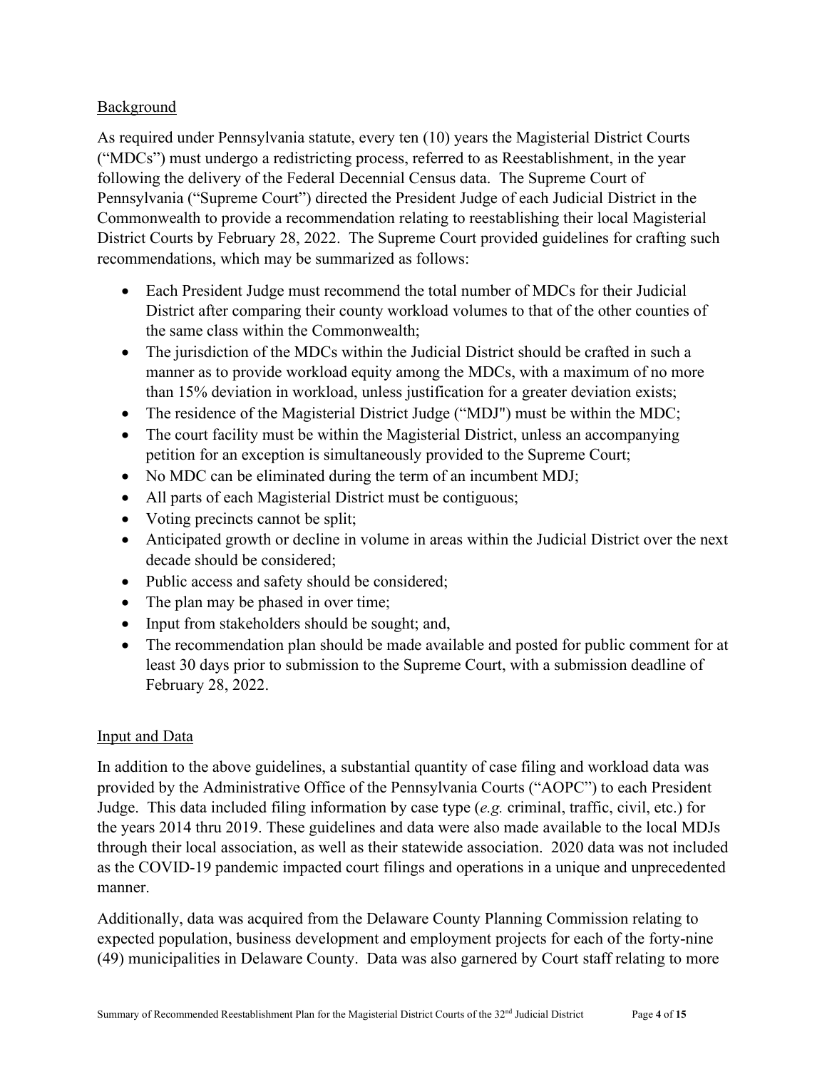## Background

As required under Pennsylvania statute, every ten (10) years the Magisterial District Courts ("MDCs") must undergo a redistricting process, referred to as Reestablishment, in the year following the delivery of the Federal Decennial Census data. The Supreme Court of Pennsylvania ("Supreme Court") directed the President Judge of each Judicial District in the Commonwealth to provide a recommendation relating to reestablishing their local Magisterial District Courts by February 28, 2022. The Supreme Court provided guidelines for crafting such recommendations, which may be summarized as follows:

- Each President Judge must recommend the total number of MDCs for their Judicial District after comparing their county workload volumes to that of the other counties of the same class within the Commonwealth;
- The jurisdiction of the MDCs within the Judicial District should be crafted in such a manner as to provide workload equity among the MDCs, with a maximum of no more than 15% deviation in workload, unless justification for a greater deviation exists;
- The residence of the Magisterial District Judge ("MDJ") must be within the MDC;
- The court facility must be within the Magisterial District, unless an accompanying petition for an exception is simultaneously provided to the Supreme Court;
- No MDC can be eliminated during the term of an incumbent MDJ;
- All parts of each Magisterial District must be contiguous;
- Voting precincts cannot be split;
- Anticipated growth or decline in volume in areas within the Judicial District over the next decade should be considered;
- Public access and safety should be considered;
- The plan may be phased in over time;
- Input from stakeholders should be sought; and,
- The recommendation plan should be made available and posted for public comment for at least 30 days prior to submission to the Supreme Court, with a submission deadline of February 28, 2022.

## Input and Data

In addition to the above guidelines, a substantial quantity of case filing and workload data was provided by the Administrative Office of the Pennsylvania Courts ("AOPC") to each President Judge. This data included filing information by case type (*e.g.* criminal, traffic, civil, etc.) for the years 2014 thru 2019. These guidelines and data were also made available to the local MDJs through their local association, as well as their statewide association. 2020 data was not included as the COVID-19 pandemic impacted court filings and operations in a unique and unprecedented manner.

Additionally, data was acquired from the Delaware County Planning Commission relating to expected population, business development and employment projects for each of the forty-nine (49) municipalities in Delaware County. Data was also garnered by Court staff relating to more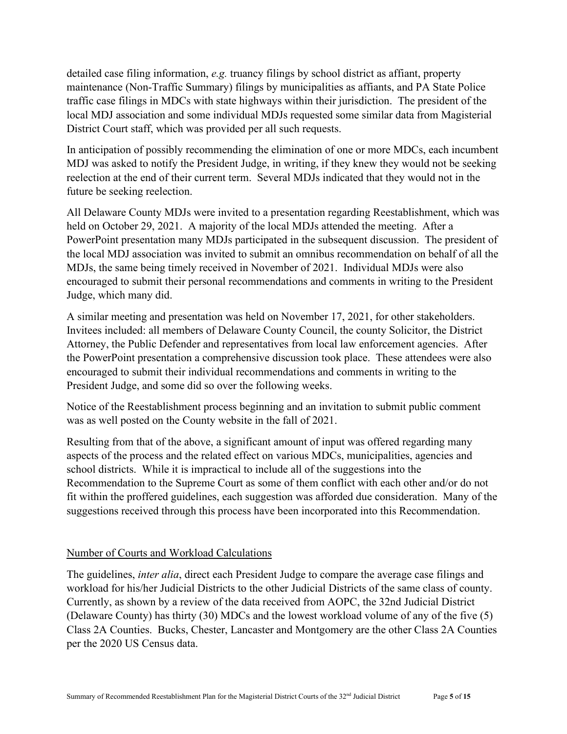detailed case filing information, *e.g.* truancy filings by school district as affiant, property maintenance (Non-Traffic Summary) filings by municipalities as affiants, and PA State Police traffic case filings in MDCs with state highways within their jurisdiction. The president of the local MDJ association and some individual MDJs requested some similar data from Magisterial District Court staff, which was provided per all such requests.

In anticipation of possibly recommending the elimination of one or more MDCs, each incumbent MDJ was asked to notify the President Judge, in writing, if they knew they would not be seeking reelection at the end of their current term. Several MDJs indicated that they would not in the future be seeking reelection.

All Delaware County MDJs were invited to a presentation regarding Reestablishment, which was held on October 29, 2021. A majority of the local MDJs attended the meeting. After a PowerPoint presentation many MDJs participated in the subsequent discussion. The president of the local MDJ association was invited to submit an omnibus recommendation on behalf of all the MDJs, the same being timely received in November of 2021. Individual MDJs were also encouraged to submit their personal recommendations and comments in writing to the President Judge, which many did.

A similar meeting and presentation was held on November 17, 2021, for other stakeholders. Invitees included: all members of Delaware County Council, the county Solicitor, the District Attorney, the Public Defender and representatives from local law enforcement agencies. After the PowerPoint presentation a comprehensive discussion took place. These attendees were also encouraged to submit their individual recommendations and comments in writing to the President Judge, and some did so over the following weeks.

Notice of the Reestablishment process beginning and an invitation to submit public comment was as well posted on the County website in the fall of 2021.

Resulting from that of the above, a significant amount of input was offered regarding many aspects of the process and the related effect on various MDCs, municipalities, agencies and school districts. While it is impractical to include all of the suggestions into the Recommendation to the Supreme Court as some of them conflict with each other and/or do not fit within the proffered guidelines, each suggestion was afforded due consideration. Many of the suggestions received through this process have been incorporated into this Recommendation.

## Number of Courts and Workload Calculations

The guidelines, *inter alia*, direct each President Judge to compare the average case filings and workload for his/her Judicial Districts to the other Judicial Districts of the same class of county. Currently, as shown by a review of the data received from AOPC, the 32nd Judicial District (Delaware County) has thirty (30) MDCs and the lowest workload volume of any of the five (5) Class 2A Counties. Bucks, Chester, Lancaster and Montgomery are the other Class 2A Counties per the 2020 US Census data.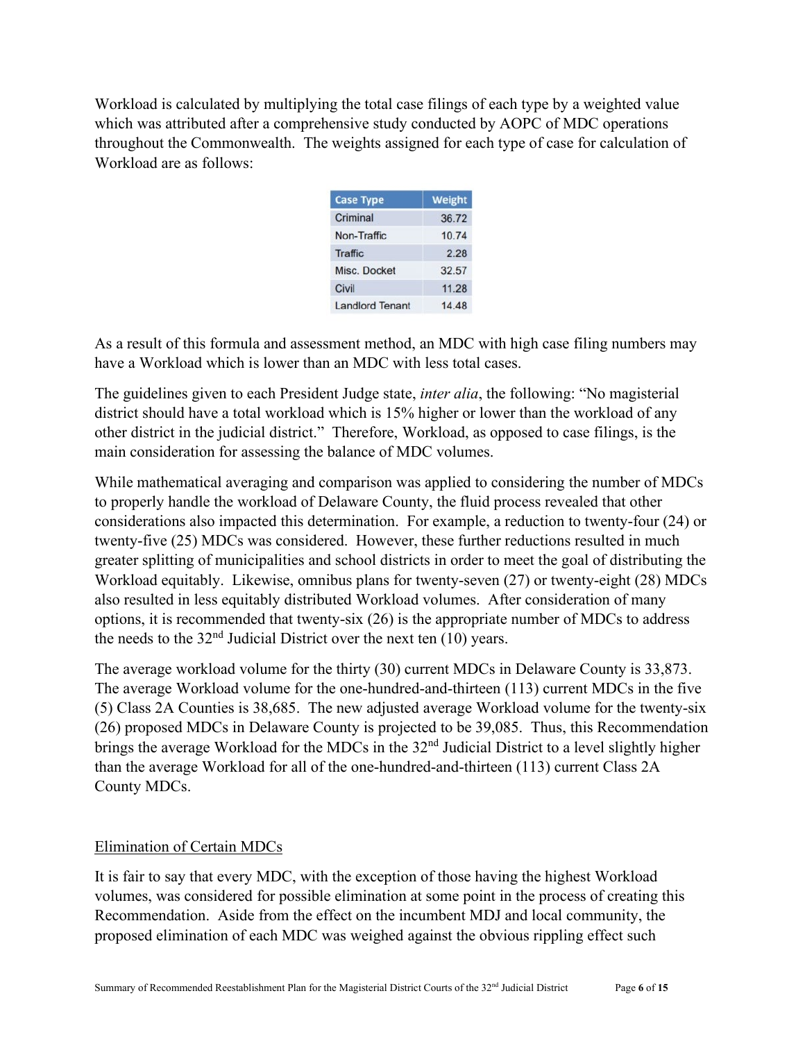Workload is calculated by multiplying the total case filings of each type by a weighted value which was attributed after a comprehensive study conducted by AOPC of MDC operations throughout the Commonwealth. The weights assigned for each type of case for calculation of Workload are as follows:

| Case Type | Weight |
|---|---|
| Criminal | 36.72 |
| Non-Traffic | 10.74 |
| Traffic | 2.28 |
| Misc. Docket | 32.57 |
| Civil | 11.28 |
| Landlord Tenant | 14.48 |

As a result of this formula and assessment method, an MDC with high case filing numbers may have a Workload which is lower than an MDC with less total cases.

The guidelines given to each President Judge state, *inter alia*, the following: "No magisterial district should have a total workload which is 15% higher or lower than the workload of any other district in the judicial district." Therefore, Workload, as opposed to case filings, is the main consideration for assessing the balance of MDC volumes.

While mathematical averaging and comparison was applied to considering the number of MDCs to properly handle the workload of Delaware County, the fluid process revealed that other considerations also impacted this determination. For example, a reduction to twenty-four (24) or twenty-five (25) MDCs was considered. However, these further reductions resulted in much greater splitting of municipalities and school districts in order to meet the goal of distributing the Workload equitably. Likewise, omnibus plans for twenty-seven (27) or twenty-eight (28) MDCs also resulted in less equitably distributed Workload volumes. After consideration of many options, it is recommended that twenty-six (26) is the appropriate number of MDCs to address the needs to the 32nd Judicial District over the next ten (10) years.

The average workload volume for the thirty (30) current MDCs in Delaware County is 33,873. The average Workload volume for the one-hundred-and-thirteen (113) current MDCs in the five (5) Class 2A Counties is 38,685. The new adjusted average Workload volume for the twenty-six (26) proposed MDCs in Delaware County is projected to be 39,085. Thus, this Recommendation brings the average Workload for the MDCs in the 32nd Judicial District to a level slightly higher than the average Workload for all of the one-hundred-and-thirteen (113) current Class 2A County MDCs.

## Elimination of Certain MDCs

It is fair to say that every MDC, with the exception of those having the highest Workload volumes, was considered for possible elimination at some point in the process of creating this Recommendation. Aside from the effect on the incumbent MDJ and local community, the proposed elimination of each MDC was weighed against the obvious rippling effect such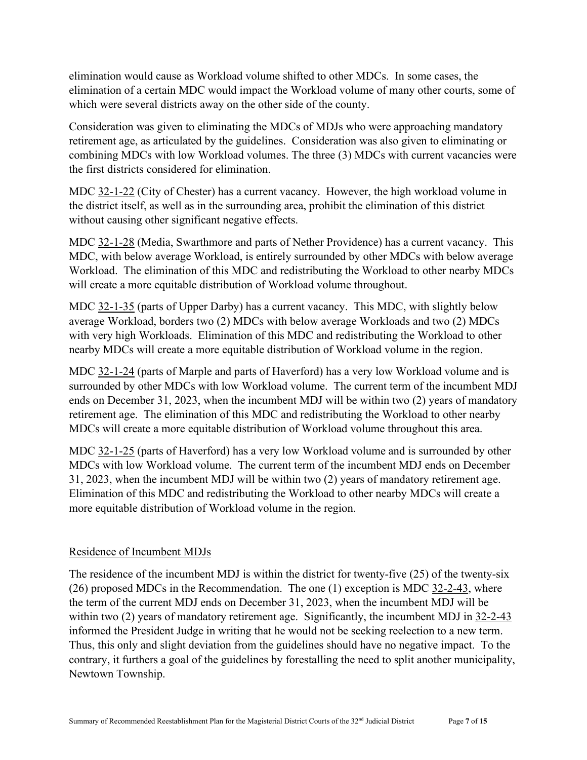elimination would cause as Workload volume shifted to other MDCs. In some cases, the elimination of a certain MDC would impact the Workload volume of many other courts, some of which were several districts away on the other side of the county.

Consideration was given to eliminating the MDCs of MDJs who were approaching mandatory retirement age, as articulated by the guidelines. Consideration was also given to eliminating or combining MDCs with low Workload volumes. The three (3) MDCs with current vacancies were the first districts considered for elimination.

MDC 32-1-22 (City of Chester) has a current vacancy. However, the high workload volume in the district itself, as well as in the surrounding area, prohibit the elimination of this district without causing other significant negative effects.

MDC 32-1-28 (Media, Swarthmore and parts of Nether Providence) has a current vacancy. This MDC, with below average Workload, is entirely surrounded by other MDCs with below average Workload. The elimination of this MDC and redistributing the Workload to other nearby MDCs will create a more equitable distribution of Workload volume throughout.

MDC 32-1-35 (parts of Upper Darby) has a current vacancy. This MDC, with slightly below average Workload, borders two (2) MDCs with below average Workloads and two (2) MDCs with very high Workloads. Elimination of this MDC and redistributing the Workload to other nearby MDCs will create a more equitable distribution of Workload volume in the region.

MDC 32-1-24 (parts of Marple and parts of Haverford) has a very low Workload volume and is surrounded by other MDCs with low Workload volume. The current term of the incumbent MDJ ends on December 31, 2023, when the incumbent MDJ will be within two (2) years of mandatory retirement age. The elimination of this MDC and redistributing the Workload to other nearby MDCs will create a more equitable distribution of Workload volume throughout this area.

MDC 32-1-25 (parts of Haverford) has a very low Workload volume and is surrounded by other MDCs with low Workload volume. The current term of the incumbent MDJ ends on December 31, 2023, when the incumbent MDJ will be within two (2) years of mandatory retirement age. Elimination of this MDC and redistributing the Workload to other nearby MDCs will create a more equitable distribution of Workload volume in the region.

## Residence of Incumbent MDJs

The residence of the incumbent MDJ is within the district for twenty-five (25) of the twenty-six (26) proposed MDCs in the Recommendation. The one (1) exception is MDC 32-2-43, where the term of the current MDJ ends on December 31, 2023, when the incumbent MDJ will be within two (2) years of mandatory retirement age. Significantly, the incumbent MDJ in 32-2-43 informed the President Judge in writing that he would not be seeking reelection to a new term. Thus, this only and slight deviation from the guidelines should have no negative impact. To the contrary, it furthers a goal of the guidelines by forestalling the need to split another municipality, Newtown Township.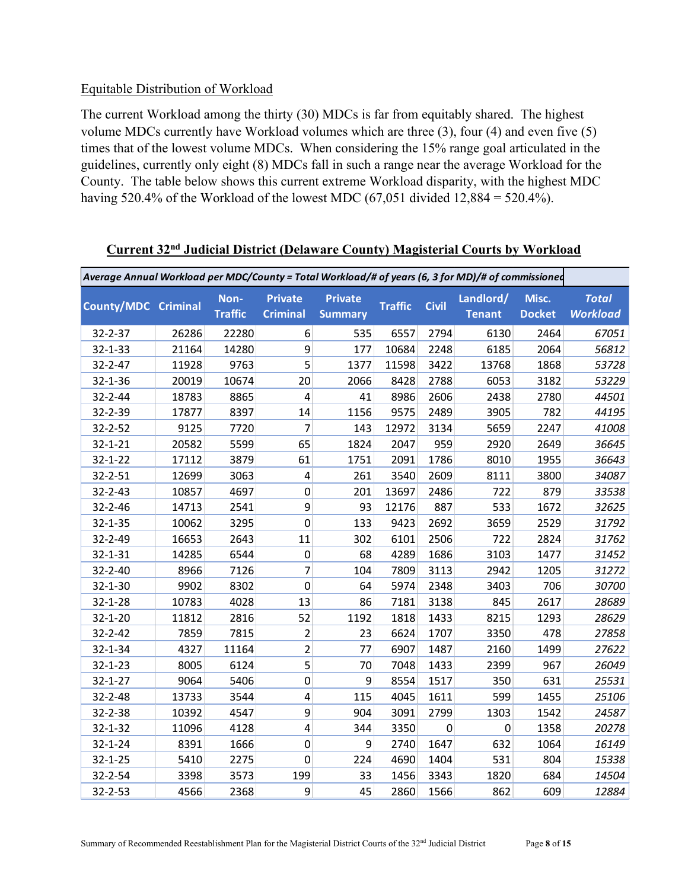Equitable Distribution of Workload

The current Workload among the thirty (30) MDCs is far from equitably shared. The highest volume MDCs currently have Workload volumes which are three (3), four (4) and even five (5) times that of the lowest volume MDCs. When considering the 15% range goal articulated in the guidelines, currently only eight (8) MDCs fall in such a range near the average Workload for the County. The table below shows this current extreme Workload disparity, with the highest MDC having 520.4% of the Workload of the lowest MDC (67,051 divided 12,884 = 520.4%).

**Current 32nd Judicial District (Delaware County) Magisterial Courts by Workload**

| *Average Annual Workload per MDC/County = Total Workload/# of years (6, 3 for MD)/# of commissioned* | | | | | | | | | |
|---|---|---|---|---|---|---|---|---|---|
| **County/MDC** | **Criminal** | **Non-Traffic** | **Private Criminal** | **Private Summary** | **Traffic** | **Civil** | **Landlord/ Tenant** | **Misc. Docket** | ***Total Workload*** |
| 32-2-37 | 26286 | 22280 | 6 | 535 | 6557 | 2794 | 6130 | 2464 | *67051* |
| 32-1-33 | 21164 | 14280 | 9 | 177 | 10684 | 2248 | 6185 | 2064 | *56812* |
| 32-2-47 | 11928 | 9763 | 5 | 1377 | 11598 | 3422 | 13768 | 1868 | *53728* |
| 32-1-36 | 20019 | 10674 | 20 | 2066 | 8428 | 2788 | 6053 | 3182 | *53229* |
| 32-2-44 | 18783 | 8865 | 4 | 41 | 8986 | 2606 | 2438 | 2780 | *44501* |
| 32-2-39 | 17877 | 8397 | 14 | 1156 | 9575 | 2489 | 3905 | 782 | *44195* |
| 32-2-52 | 9125 | 7720 | 7 | 143 | 12972 | 3134 | 5659 | 2247 | *41008* |
| 32-1-21 | 20582 | 5599 | 65 | 1824 | 2047 | 959 | 2920 | 2649 | *36645* |
| 32-1-22 | 17112 | 3879 | 61 | 1751 | 2091 | 1786 | 8010 | 1955 | *36643* |
| 32-2-51 | 12699 | 3063 | 4 | 261 | 3540 | 2609 | 8111 | 3800 | *34087* |
| 32-2-43 | 10857 | 4697 | 0 | 201 | 13697 | 2486 | 722 | 879 | *33538* |
| 32-2-46 | 14713 | 2541 | 9 | 93 | 12176 | 887 | 533 | 1672 | *32625* |
| 32-1-35 | 10062 | 3295 | 0 | 133 | 9423 | 2692 | 3659 | 2529 | *31792* |
| 32-2-49 | 16653 | 2643 | 11 | 302 | 6101 | 2506 | 722 | 2824 | *31762* |
| 32-1-31 | 14285 | 6544 | 0 | 68 | 4289 | 1686 | 3103 | 1477 | *31452* |
| 32-2-40 | 8966 | 7126 | 7 | 104 | 7809 | 3113 | 2942 | 1205 | *31272* |
| 32-1-30 | 9902 | 8302 | 0 | 64 | 5974 | 2348 | 3403 | 706 | *30700* |
| 32-1-28 | 10783 | 4028 | 13 | 86 | 7181 | 3138 | 845 | 2617 | *28689* |
| 32-1-20 | 11812 | 2816 | 52 | 1192 | 1818 | 1433 | 8215 | 1293 | *28629* |
| 32-2-42 | 7859 | 7815 | 2 | 23 | 6624 | 1707 | 3350 | 478 | *27858* |
| 32-1-34 | 4327 | 11164 | 2 | 77 | 6907 | 1487 | 2160 | 1499 | *27622* |
| 32-1-23 | 8005 | 6124 | 5 | 70 | 7048 | 1433 | 2399 | 967 | *26049* |
| 32-1-27 | 9064 | 5406 | 0 | 9 | 8554 | 1517 | 350 | 631 | *25531* |
| 32-2-48 | 13733 | 3544 | 4 | 115 | 4045 | 1611 | 599 | 1455 | *25106* |
| 32-2-38 | 10392 | 4547 | 9 | 904 | 3091 | 2799 | 1303 | 1542 | *24587* |
| 32-1-32 | 11096 | 4128 | 4 | 344 | 3350 | 0 | 0 | 1358 | *20278* |
| 32-1-24 | 8391 | 1666 | 0 | 9 | 2740 | 1647 | 632 | 1064 | *16149* |
| 32-1-25 | 5410 | 2275 | 0 | 224 | 4690 | 1404 | 531 | 804 | *15338* |
| 32-2-54 | 3398 | 3573 | 199 | 33 | 1456 | 3343 | 1820 | 684 | *14504* |
| 32-2-53 | 4566 | 2368 | 9 | 45 | 2860 | 1566 | 862 | 609 | *12884* |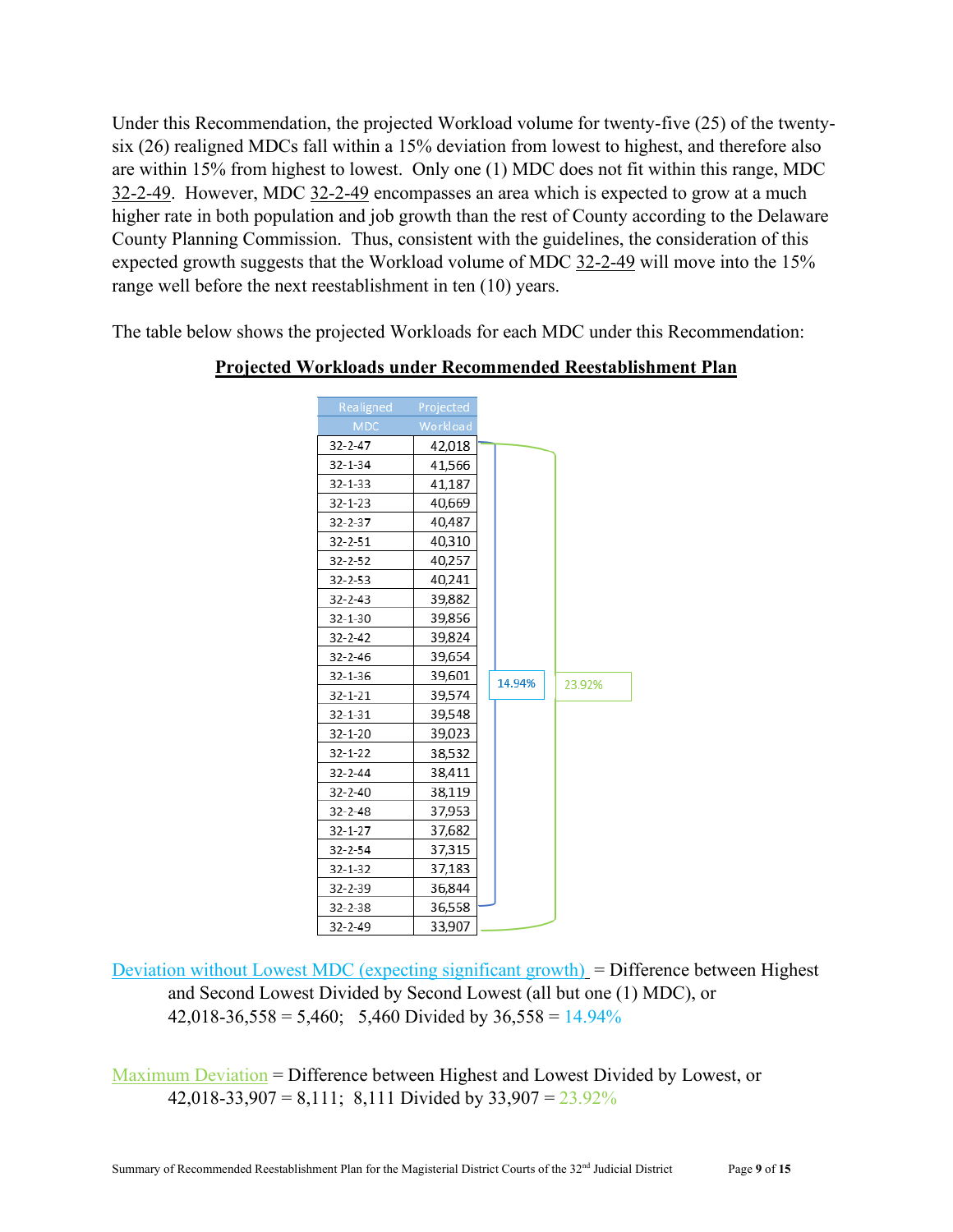Under this Recommendation, the projected Workload volume for twenty-five (25) of the twenty-six (26) realigned MDCs fall within a 15% deviation from lowest to highest, and therefore also are within 15% from highest to lowest. Only one (1) MDC does not fit within this range, MDC 32-2-49. However, MDC 32-2-49 encompasses an area which is expected to grow at a much higher rate in both population and job growth than the rest of County according to the Delaware County Planning Commission. Thus, consistent with the guidelines, the consideration of this expected growth suggests that the Workload volume of MDC 32-2-49 will move into the 15% range well before the next reestablishment in ten (10) years.

The table below shows the projected Workloads for each MDC under this Recommendation:

**Projected Workloads under Recommended Reestablishment Plan**

| Realigned MDC | Projected Workload |
|---|---|
| 32-2-47 | 42,018 |
| 32-1-34 | 41,566 |
| 32-1-33 | 41,187 |
| 32-1-23 | 40,669 |
| 32-2-37 | 40,487 |
| 32-2-51 | 40,310 |
| 32-2-52 | 40,257 |
| 32-2-53 | 40,241 |
| 32-2-43 | 39,882 |
| 32-1-30 | 39,856 |
| 32-2-42 | 39,824 |
| 32-2-46 | 39,654 |
| 32-1-36 | 39,601 |
| 32-1-21 | 39,574 |
| 32-1-31 | 39,548 |
| 32-1-20 | 39,023 |
| 32-1-22 | 38,532 |
| 32-2-44 | 38,411 |
| 32-2-40 | 38,119 |
| 32-2-48 | 37,953 |
| 32-1-27 | 37,682 |
| 32-2-54 | 37,315 |
| 32-1-32 | 37,183 |
| 32-2-39 | 36,844 |
| 32-2-38 | 36,558 |
| 32-2-49 | 33,907 |

14.94% (32-2-47 through 32-2-38)

23.92% (32-2-47 through 32-2-49)

Deviation without Lowest MDC (expecting significant growth) = Difference between Highest and Second Lowest Divided by Second Lowest (all but one (1) MDC), or 42,018-36,558 = 5,460; 5,460 Divided by 36,558 = 14.94%

Maximum Deviation = Difference between Highest and Lowest Divided by Lowest, or 42,018-33,907 = 8,111; 8,111 Divided by 33,907 = 23.92%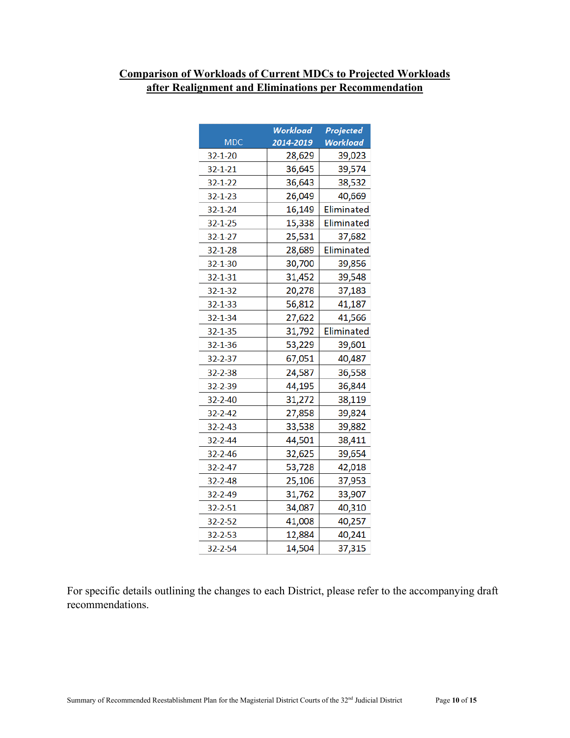## Comparison of Workloads of Current MDCs to Projected Workloads after Realignment and Eliminations per Recommendation

| MDC | *Workload 2014-2019* | *Projected Workload* |
|---|---|---|
| 32-1-20 | 28,629 | 39,023 |
| 32-1-21 | 36,645 | 39,574 |
| 32-1-22 | 36,643 | 38,532 |
| 32-1-23 | 26,049 | 40,669 |
| 32-1-24 | 16,149 | Eliminated |
| 32-1-25 | 15,338 | Eliminated |
| 32-1-27 | 25,531 | 37,682 |
| 32-1-28 | 28,689 | Eliminated |
| 32-1-30 | 30,700 | 39,856 |
| 32-1-31 | 31,452 | 39,548 |
| 32-1-32 | 20,278 | 37,183 |
| 32-1-33 | 56,812 | 41,187 |
| 32-1-34 | 27,622 | 41,566 |
| 32-1-35 | 31,792 | Eliminated |
| 32-1-36 | 53,229 | 39,601 |
| 32-2-37 | 67,051 | 40,487 |
| 32-2-38 | 24,587 | 36,558 |
| 32-2-39 | 44,195 | 36,844 |
| 32-2-40 | 31,272 | 38,119 |
| 32-2-42 | 27,858 | 39,824 |
| 32-2-43 | 33,538 | 39,882 |
| 32-2-44 | 44,501 | 38,411 |
| 32-2-46 | 32,625 | 39,654 |
| 32-2-47 | 53,728 | 42,018 |
| 32-2-48 | 25,106 | 37,953 |
| 32-2-49 | 31,762 | 33,907 |
| 32-2-51 | 34,087 | 40,310 |
| 32-2-52 | 41,008 | 40,257 |
| 32-2-53 | 12,884 | 40,241 |
| 32-2-54 | 14,504 | 37,315 |

For specific details outlining the changes to each District, please refer to the accompanying draft recommendations.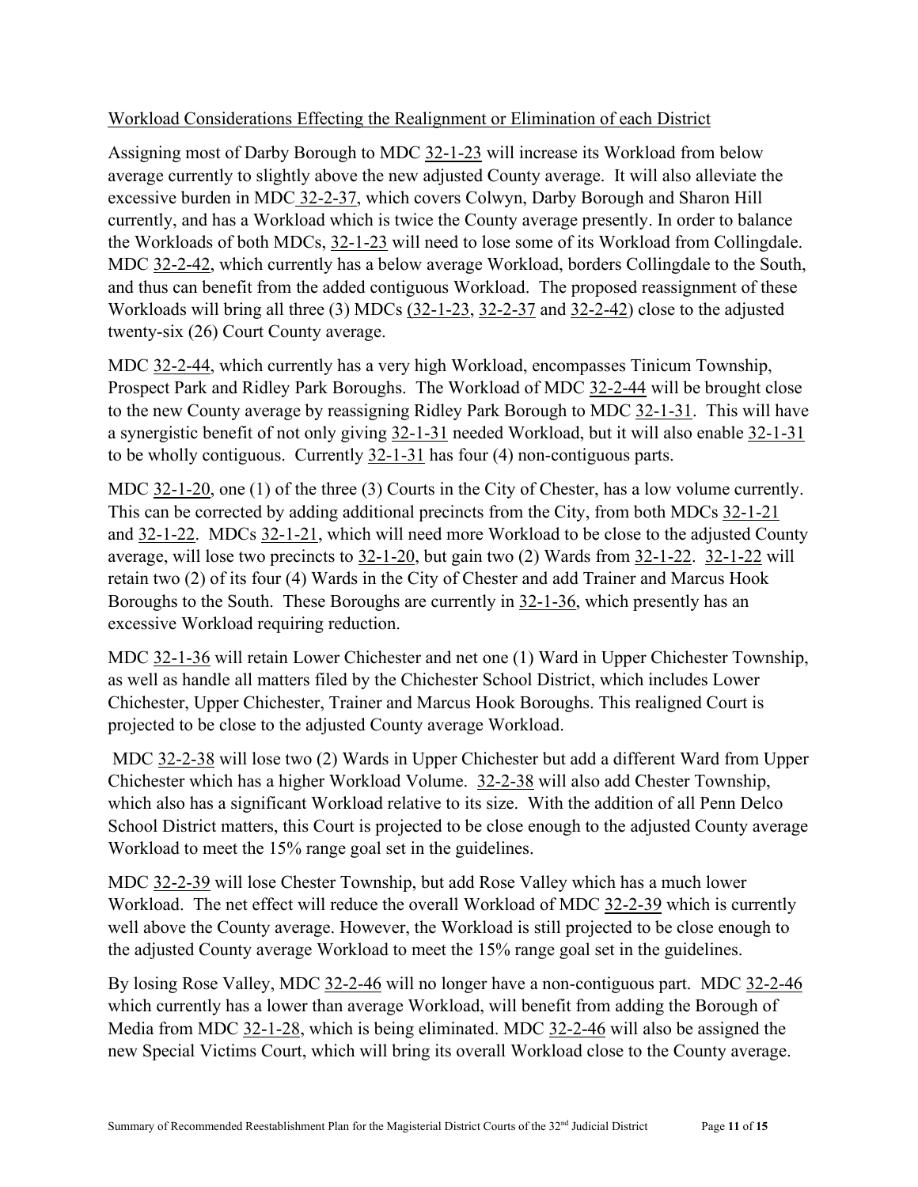Workload Considerations Effecting the Realignment or Elimination of each District

Assigning most of Darby Borough to MDC 32-1-23 will increase its Workload from below average currently to slightly above the new adjusted County average. It will also alleviate the excessive burden in MDC 32-2-37, which covers Colwyn, Darby Borough and Sharon Hill currently, and has a Workload which is twice the County average presently. In order to balance the Workloads of both MDCs, 32-1-23 will need to lose some of its Workload from Collingdale. MDC 32-2-42, which currently has a below average Workload, borders Collingdale to the South, and thus can benefit from the added contiguous Workload. The proposed reassignment of these Workloads will bring all three (3) MDCs (32-1-23, 32-2-37 and 32-2-42) close to the adjusted twenty-six (26) Court County average.

MDC 32-2-44, which currently has a very high Workload, encompasses Tinicum Township, Prospect Park and Ridley Park Boroughs. The Workload of MDC 32-2-44 will be brought close to the new County average by reassigning Ridley Park Borough to MDC 32-1-31. This will have a synergistic benefit of not only giving 32-1-31 needed Workload, but it will also enable 32-1-31 to be wholly contiguous. Currently 32-1-31 has four (4) non-contiguous parts.

MDC 32-1-20, one (1) of the three (3) Courts in the City of Chester, has a low volume currently. This can be corrected by adding additional precincts from the City, from both MDCs 32-1-21 and 32-1-22. MDCs 32-1-21, which will need more Workload to be close to the adjusted County average, will lose two precincts to 32-1-20, but gain two (2) Wards from 32-1-22. 32-1-22 will retain two (2) of its four (4) Wards in the City of Chester and add Trainer and Marcus Hook Boroughs to the South. These Boroughs are currently in 32-1-36, which presently has an excessive Workload requiring reduction.

MDC 32-1-36 will retain Lower Chichester and net one (1) Ward in Upper Chichester Township, as well as handle all matters filed by the Chichester School District, which includes Lower Chichester, Upper Chichester, Trainer and Marcus Hook Boroughs. This realigned Court is projected to be close to the adjusted County average Workload.

MDC 32-2-38 will lose two (2) Wards in Upper Chichester but add a different Ward from Upper Chichester which has a higher Workload Volume. 32-2-38 will also add Chester Township, which also has a significant Workload relative to its size. With the addition of all Penn Delco School District matters, this Court is projected to be close enough to the adjusted County average Workload to meet the 15% range goal set in the guidelines.

MDC 32-2-39 will lose Chester Township, but add Rose Valley which has a much lower Workload. The net effect will reduce the overall Workload of MDC 32-2-39 which is currently well above the County average. However, the Workload is still projected to be close enough to the adjusted County average Workload to meet the 15% range goal set in the guidelines.

By losing Rose Valley, MDC 32-2-46 will no longer have a non-contiguous part. MDC 32-2-46 which currently has a lower than average Workload, will benefit from adding the Borough of Media from MDC 32-1-28, which is being eliminated. MDC 32-2-46 will also be assigned the new Special Victims Court, which will bring its overall Workload close to the County average.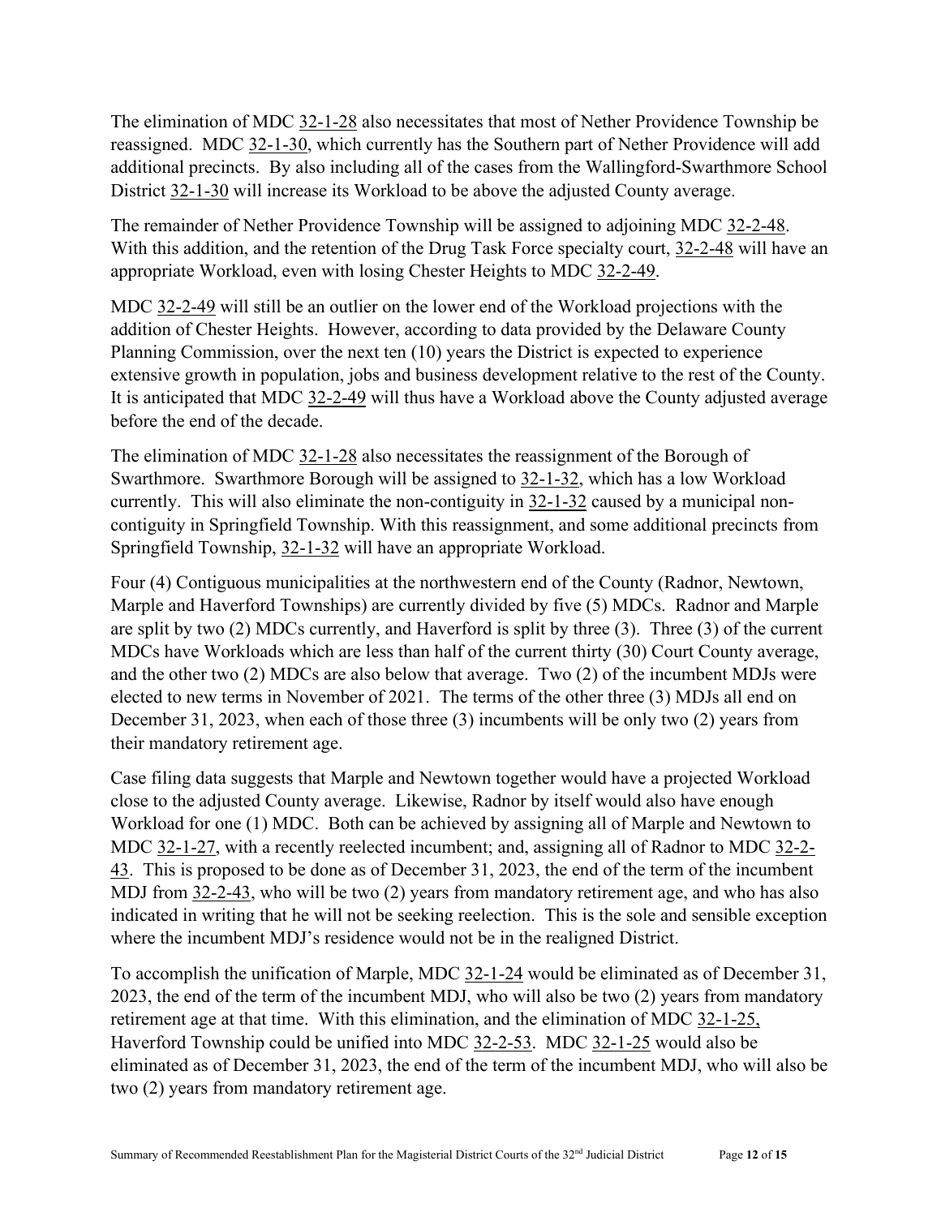The elimination of MDC 32-1-28 also necessitates that most of Nether Providence Township be reassigned. MDC 32-1-30, which currently has the Southern part of Nether Providence will add additional precincts. By also including all of the cases from the Wallingford-Swarthmore School District 32-1-30 will increase its Workload to be above the adjusted County average.

The remainder of Nether Providence Township will be assigned to adjoining MDC 32-2-48. With this addition, and the retention of the Drug Task Force specialty court, 32-2-48 will have an appropriate Workload, even with losing Chester Heights to MDC 32-2-49.

MDC 32-2-49 will still be an outlier on the lower end of the Workload projections with the addition of Chester Heights. However, according to data provided by the Delaware County Planning Commission, over the next ten (10) years the District is expected to experience extensive growth in population, jobs and business development relative to the rest of the County. It is anticipated that MDC 32-2-49 will thus have a Workload above the County adjusted average before the end of the decade.

The elimination of MDC 32-1-28 also necessitates the reassignment of the Borough of Swarthmore. Swarthmore Borough will be assigned to 32-1-32, which has a low Workload currently. This will also eliminate the non-contiguity in 32-1-32 caused by a municipal non-contiguity in Springfield Township. With this reassignment, and some additional precincts from Springfield Township, 32-1-32 will have an appropriate Workload.

Four (4) Contiguous municipalities at the northwestern end of the County (Radnor, Newtown, Marple and Haverford Townships) are currently divided by five (5) MDCs. Radnor and Marple are split by two (2) MDCs currently, and Haverford is split by three (3). Three (3) of the current MDCs have Workloads which are less than half of the current thirty (30) Court County average, and the other two (2) MDCs are also below that average. Two (2) of the incumbent MDJs were elected to new terms in November of 2021. The terms of the other three (3) MDJs all end on December 31, 2023, when each of those three (3) incumbents will be only two (2) years from their mandatory retirement age.

Case filing data suggests that Marple and Newtown together would have a projected Workload close to the adjusted County average. Likewise, Radnor by itself would also have enough Workload for one (1) MDC. Both can be achieved by assigning all of Marple and Newtown to MDC 32-1-27, with a recently reelected incumbent; and, assigning all of Radnor to MDC 32-2-43. This is proposed to be done as of December 31, 2023, the end of the term of the incumbent MDJ from 32-2-43, who will be two (2) years from mandatory retirement age, and who has also indicated in writing that he will not be seeking reelection. This is the sole and sensible exception where the incumbent MDJ's residence would not be in the realigned District.

To accomplish the unification of Marple, MDC 32-1-24 would be eliminated as of December 31, 2023, the end of the term of the incumbent MDJ, who will also be two (2) years from mandatory retirement age at that time. With this elimination, and the elimination of MDC 32-1-25, Haverford Township could be unified into MDC 32-2-53. MDC 32-1-25 would also be eliminated as of December 31, 2023, the end of the term of the incumbent MDJ, who will also be two (2) years from mandatory retirement age.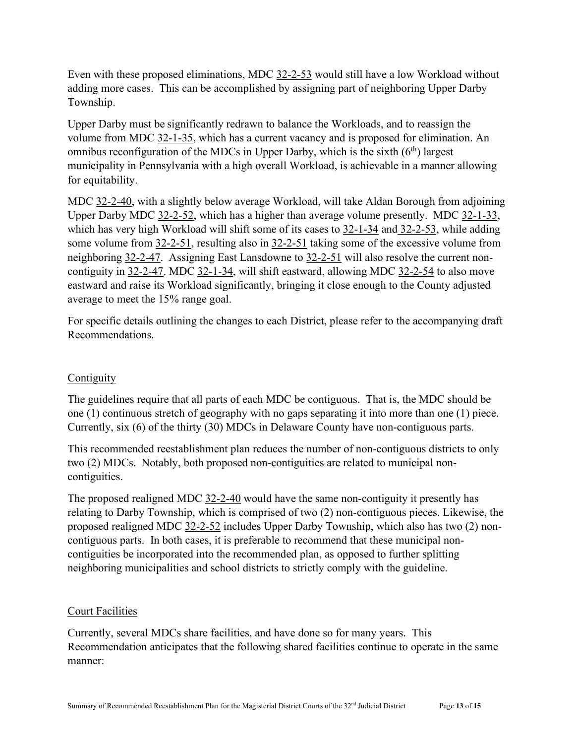Even with these proposed eliminations, MDC 32-2-53 would still have a low Workload without adding more cases. This can be accomplished by assigning part of neighboring Upper Darby Township.

Upper Darby must be significantly redrawn to balance the Workloads, and to reassign the volume from MDC 32-1-35, which has a current vacancy and is proposed for elimination. An omnibus reconfiguration of the MDCs in Upper Darby, which is the sixth (6th) largest municipality in Pennsylvania with a high overall Workload, is achievable in a manner allowing for equitability.

MDC 32-2-40, with a slightly below average Workload, will take Aldan Borough from adjoining Upper Darby MDC 32-2-52, which has a higher than average volume presently. MDC 32-1-33, which has very high Workload will shift some of its cases to 32-1-34 and 32-2-53, while adding some volume from 32-2-51, resulting also in 32-2-51 taking some of the excessive volume from neighboring 32-2-47. Assigning East Lansdowne to 32-2-51 will also resolve the current non-contiguity in 32-2-47. MDC 32-1-34, will shift eastward, allowing MDC 32-2-54 to also move eastward and raise its Workload significantly, bringing it close enough to the County adjusted average to meet the 15% range goal.

For specific details outlining the changes to each District, please refer to the accompanying draft Recommendations.

## Contiguity

The guidelines require that all parts of each MDC be contiguous. That is, the MDC should be one (1) continuous stretch of geography with no gaps separating it into more than one (1) piece. Currently, six (6) of the thirty (30) MDCs in Delaware County have non-contiguous parts.

This recommended reestablishment plan reduces the number of non-contiguous districts to only two (2) MDCs. Notably, both proposed non-contiguities are related to municipal non-contiguities.

The proposed realigned MDC 32-2-40 would have the same non-contiguity it presently has relating to Darby Township, which is comprised of two (2) non-contiguous pieces. Likewise, the proposed realigned MDC 32-2-52 includes Upper Darby Township, which also has two (2) non-contiguous parts. In both cases, it is preferable to recommend that these municipal non-contiguities be incorporated into the recommended plan, as opposed to further splitting neighboring municipalities and school districts to strictly comply with the guideline.

## Court Facilities

Currently, several MDCs share facilities, and have done so for many years. This Recommendation anticipates that the following shared facilities continue to operate in the same manner: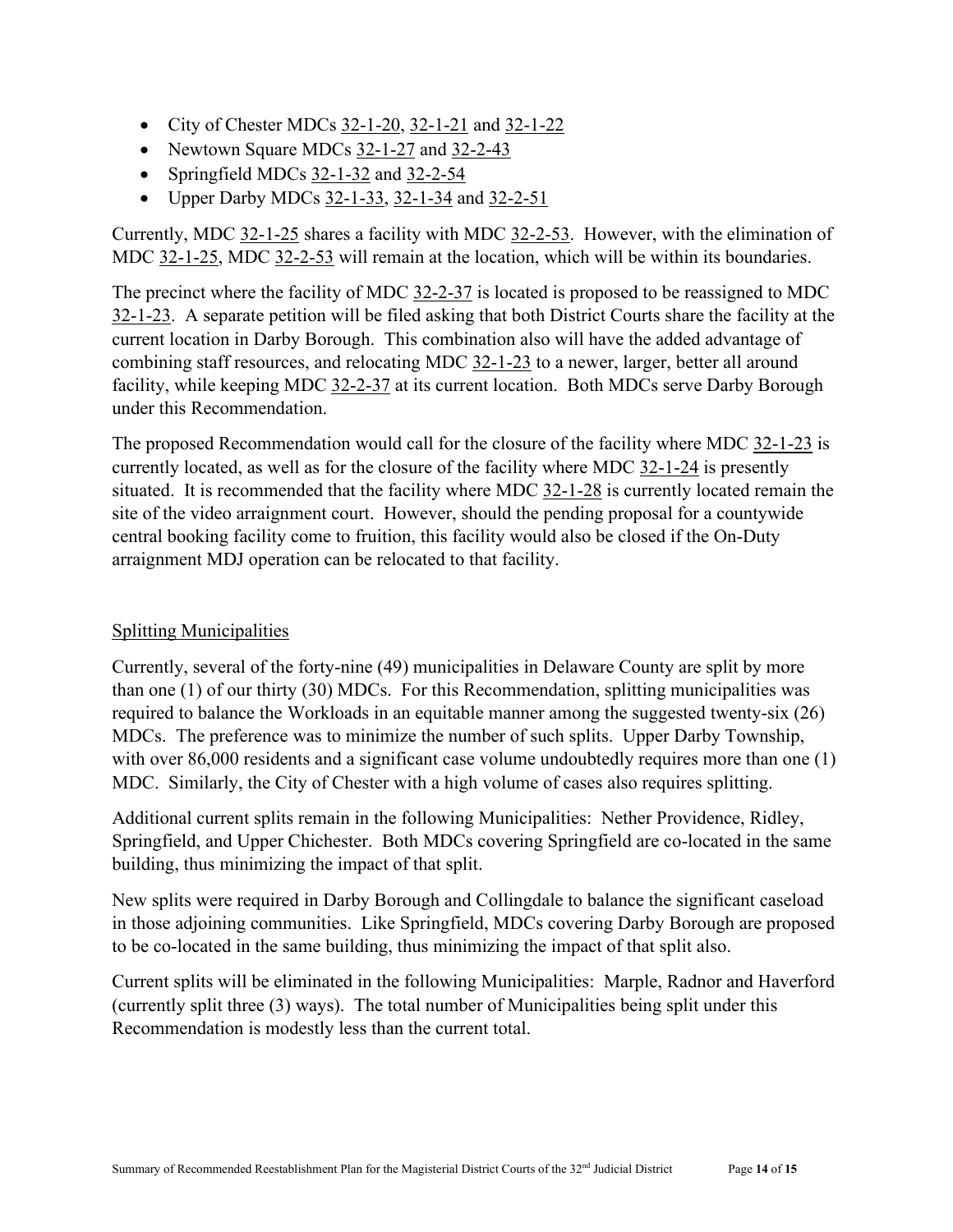- City of Chester MDCs 32-1-20, 32-1-21 and 32-1-22
- Newtown Square MDCs 32-1-27 and 32-2-43
- Springfield MDCs 32-1-32 and 32-2-54
- Upper Darby MDCs 32-1-33, 32-1-34 and 32-2-51

Currently, MDC 32-1-25 shares a facility with MDC 32-2-53. However, with the elimination of MDC 32-1-25, MDC 32-2-53 will remain at the location, which will be within its boundaries.

The precinct where the facility of MDC 32-2-37 is located is proposed to be reassigned to MDC 32-1-23. A separate petition will be filed asking that both District Courts share the facility at the current location in Darby Borough. This combination also will have the added advantage of combining staff resources, and relocating MDC 32-1-23 to a newer, larger, better all around facility, while keeping MDC 32-2-37 at its current location. Both MDCs serve Darby Borough under this Recommendation.

The proposed Recommendation would call for the closure of the facility where MDC 32-1-23 is currently located, as well as for the closure of the facility where MDC 32-1-24 is presently situated. It is recommended that the facility where MDC 32-1-28 is currently located remain the site of the video arraignment court. However, should the pending proposal for a countywide central booking facility come to fruition, this facility would also be closed if the On-Duty arraignment MDJ operation can be relocated to that facility.

## Splitting Municipalities

Currently, several of the forty-nine (49) municipalities in Delaware County are split by more than one (1) of our thirty (30) MDCs. For this Recommendation, splitting municipalities was required to balance the Workloads in an equitable manner among the suggested twenty-six (26) MDCs. The preference was to minimize the number of such splits. Upper Darby Township, with over 86,000 residents and a significant case volume undoubtedly requires more than one (1) MDC. Similarly, the City of Chester with a high volume of cases also requires splitting.

Additional current splits remain in the following Municipalities: Nether Providence, Ridley, Springfield, and Upper Chichester. Both MDCs covering Springfield are co-located in the same building, thus minimizing the impact of that split.

New splits were required in Darby Borough and Collingdale to balance the significant caseload in those adjoining communities. Like Springfield, MDCs covering Darby Borough are proposed to be co-located in the same building, thus minimizing the impact of that split also.

Current splits will be eliminated in the following Municipalities: Marple, Radnor and Haverford (currently split three (3) ways). The total number of Municipalities being split under this Recommendation is modestly less than the current total.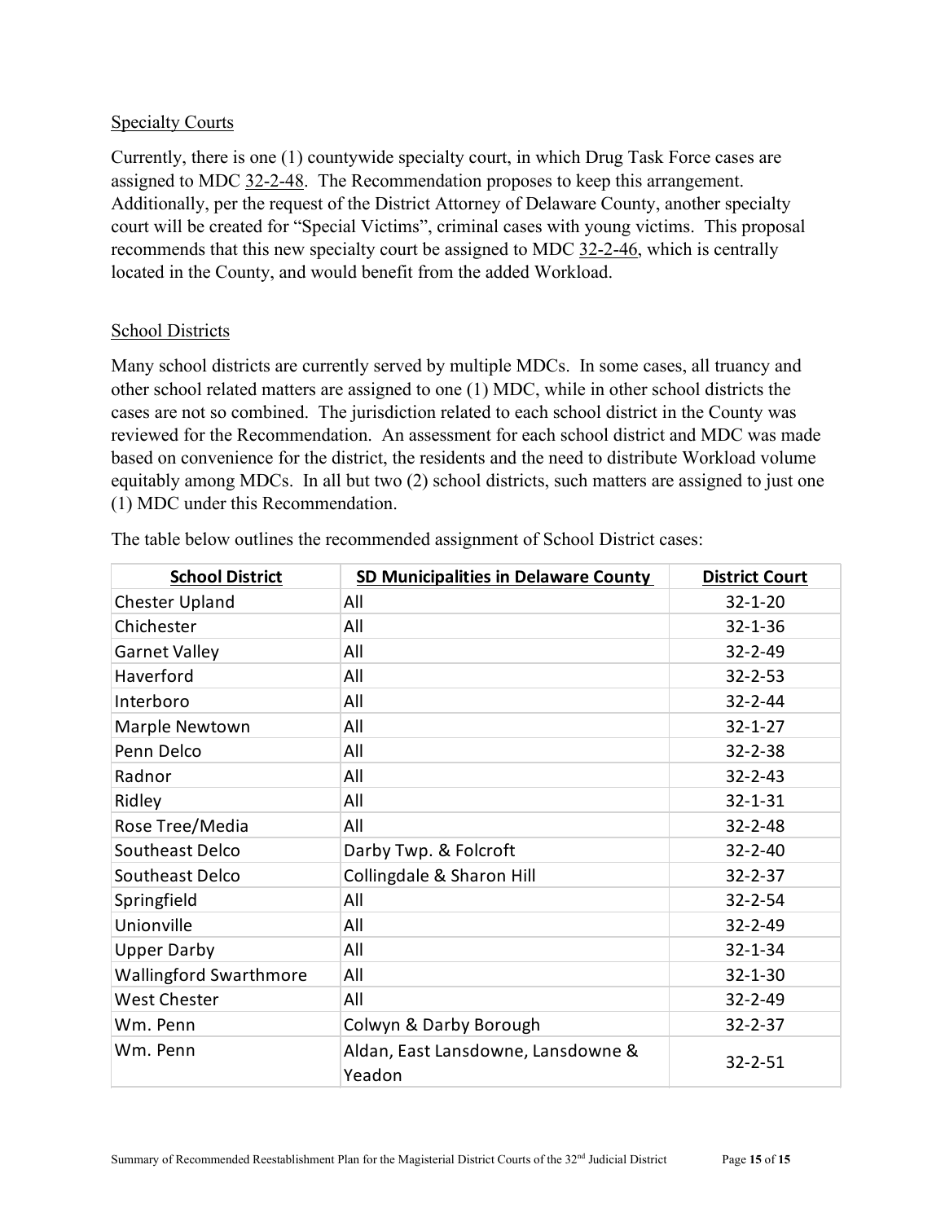## Specialty Courts

Currently, there is one (1) countywide specialty court, in which Drug Task Force cases are assigned to MDC 32-2-48. The Recommendation proposes to keep this arrangement. Additionally, per the request of the District Attorney of Delaware County, another specialty court will be created for "Special Victims", criminal cases with young victims. This proposal recommends that this new specialty court be assigned to MDC 32-2-46, which is centrally located in the County, and would benefit from the added Workload.

## School Districts

Many school districts are currently served by multiple MDCs. In some cases, all truancy and other school related matters are assigned to one (1) MDC, while in other school districts the cases are not so combined. The jurisdiction related to each school district in the County was reviewed for the Recommendation. An assessment for each school district and MDC was made based on convenience for the district, the residents and the need to distribute Workload volume equitably among MDCs. In all but two (2) school districts, such matters are assigned to just one (1) MDC under this Recommendation.

The table below outlines the recommended assignment of School District cases:

| School District | SD Municipalities in Delaware County | District Court |
|---|---|---|
| Chester Upland | All | 32-1-20 |
| Chichester | All | 32-1-36 |
| Garnet Valley | All | 32-2-49 |
| Haverford | All | 32-2-53 |
| Interboro | All | 32-2-44 |
| Marple Newtown | All | 32-1-27 |
| Penn Delco | All | 32-2-38 |
| Radnor | All | 32-2-43 |
| Ridley | All | 32-1-31 |
| Rose Tree/Media | All | 32-2-48 |
| Southeast Delco | Darby Twp. & Folcroft | 32-2-40 |
| Southeast Delco | Collingdale & Sharon Hill | 32-2-37 |
| Springfield | All | 32-2-54 |
| Unionville | All | 32-2-49 |
| Upper Darby | All | 32-1-34 |
| Wallingford Swarthmore | All | 32-1-30 |
| West Chester | All | 32-2-49 |
| Wm. Penn | Colwyn & Darby Borough | 32-2-37 |
| Wm. Penn | Aldan, East Lansdowne, Lansdowne & Yeadon | 32-2-51 |